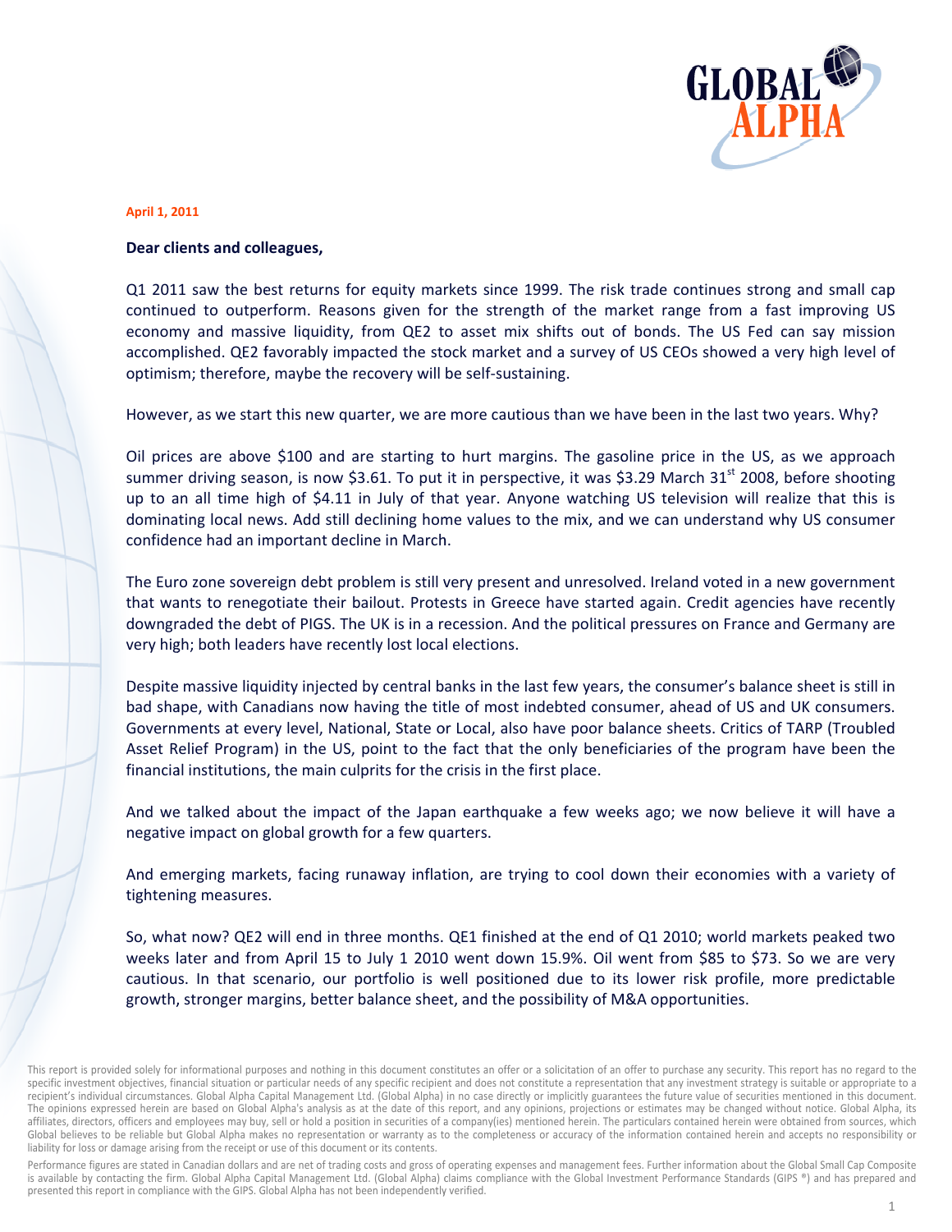GLOBAL ALPHA

April 1, 2011

**Dear clients and colleagues,**

Q1 2011 saw the best returns for equity markets since 1999. The risk trade continues strong and small cap continued to outperform. Reasons given for the strength of the market range from a fast improving US economy and massive liquidity, from QE2 to asset mix shifts out of bonds. The US Fed can say mission accomplished. QE2 favorably impacted the stock market and a survey of US CEOs showed a very high level of optimism; therefore, maybe the recovery will be self-sustaining.

However, as we start this new quarter, we are more cautious than we have been in the last two years. Why?

Oil prices are above $100 and are starting to hurt margins. The gasoline price in the US, as we approach summer driving season, is now $3.61. To put it in perspective, it was $3.29 March 31st 2008, before shooting up to an all time high of $4.11 in July of that year. Anyone watching US television will realize that this is dominating local news. Add still declining home values to the mix, and we can understand why US consumer confidence had an important decline in March.

The Euro zone sovereign debt problem is still very present and unresolved. Ireland voted in a new government that wants to renegotiate their bailout. Protests in Greece have started again. Credit agencies have recently downgraded the debt of PIGS. The UK is in a recession. And the political pressures on France and Germany are very high; both leaders have recently lost local elections.

Despite massive liquidity injected by central banks in the last few years, the consumer's balance sheet is still in bad shape, with Canadians now having the title of most indebted consumer, ahead of US and UK consumers. Governments at every level, National, State or Local, also have poor balance sheets. Critics of TARP (Troubled Asset Relief Program) in the US, point to the fact that the only beneficiaries of the program have been the financial institutions, the main culprits for the crisis in the first place.

And we talked about the impact of the Japan earthquake a few weeks ago; we now believe it will have a negative impact on global growth for a few quarters.

And emerging markets, facing runaway inflation, are trying to cool down their economies with a variety of tightening measures.

So, what now? QE2 will end in three months. QE1 finished at the end of Q1 2010; world markets peaked two weeks later and from April 15 to July 1 2010 went down 15.9%. Oil went from $85 to $73. So we are very cautious. In that scenario, our portfolio is well positioned due to its lower risk profile, more predictable growth, stronger margins, better balance sheet, and the possibility of M&A opportunities.

This report is provided solely for informational purposes and nothing in this document constitutes an offer or a solicitation of an offer to purchase any security. This report has no regard to the specific investment objectives, financial situation or particular needs of any specific recipient and does not constitute a representation that any investment strategy is suitable or appropriate to a recipient's individual circumstances. Global Alpha Capital Management Ltd. (Global Alpha) in no case directly or implicitly guarantees the future value of securities mentioned in this document. The opinions expressed herein are based on Global Alpha's analysis as at the date of this report, and any opinions, projections or estimates may be changed without notice. Global Alpha, its affiliates, directors, officers and employees may buy, sell or hold a position in securities of a company(ies) mentioned herein. The particulars contained herein were obtained from sources, which Global believes to be reliable but Global Alpha makes no representation or warranty as to the completeness or accuracy of the information contained herein and accepts no responsibility or liability for loss or damage arising from the receipt or use of this document or its contents.

Performance figures are stated in Canadian dollars and are net of trading costs and gross of operating expenses and management fees. Further information about the Global Small Cap Composite is available by contacting the firm. Global Alpha Capital Management Ltd. (Global Alpha) claims compliance with the Global Investment Performance Standards (GIPS ®) and has prepared and presented this report in compliance with the GIPS. Global Alpha has not been independently verified.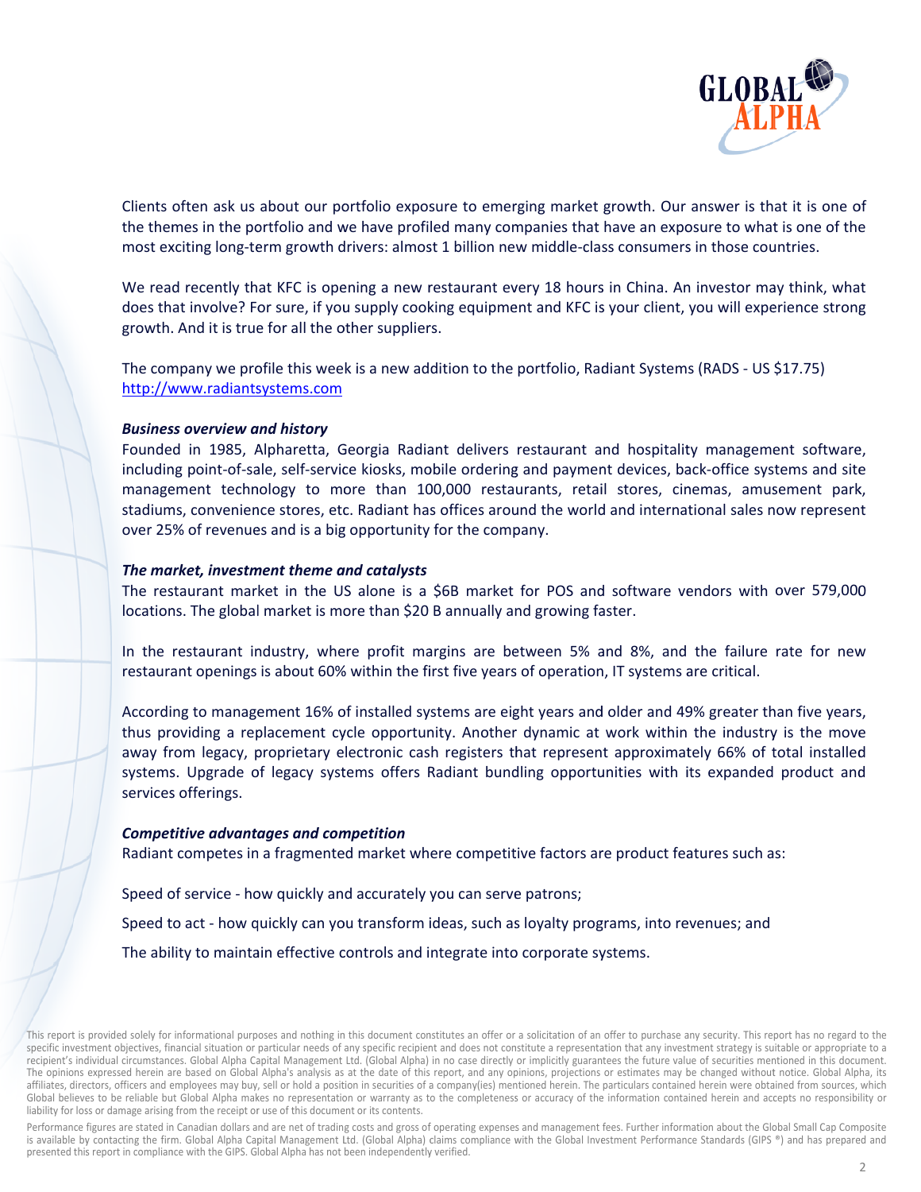Clients often ask us about our portfolio exposure to emerging market growth. Our answer is that it is one of the themes in the portfolio and we have profiled many companies that have an exposure to what is one of the most exciting long-term growth drivers: almost 1 billion new middle-class consumers in those countries.

We read recently that KFC is opening a new restaurant every 18 hours in China. An investor may think, what does that involve? For sure, if you supply cooking equipment and KFC is your client, you will experience strong growth. And it is true for all the other suppliers.

The company we profile this week is a new addition to the portfolio, Radiant Systems (RADS - US $17.75) http://www.radiantsystems.com

***Business overview and history***

Founded in 1985, Alpharetta, Georgia Radiant delivers restaurant and hospitality management software, including point-of-sale, self-service kiosks, mobile ordering and payment devices, back-office systems and site management technology to more than 100,000 restaurants, retail stores, cinemas, amusement park, stadiums, convenience stores, etc. Radiant has offices around the world and international sales now represent over 25% of revenues and is a big opportunity for the company.

***The market, investment theme and catalysts***

The restaurant market in the US alone is a $6B market for POS and software vendors with over 579,000 locations. The global market is more than $20 B annually and growing faster.

In the restaurant industry, where profit margins are between 5% and 8%, and the failure rate for new restaurant openings is about 60% within the first five years of operation, IT systems are critical.

According to management 16% of installed systems are eight years and older and 49% greater than five years, thus providing a replacement cycle opportunity. Another dynamic at work within the industry is the move away from legacy, proprietary electronic cash registers that represent approximately 66% of total installed systems. Upgrade of legacy systems offers Radiant bundling opportunities with its expanded product and services offerings.

***Competitive advantages and competition***

Radiant competes in a fragmented market where competitive factors are product features such as:

Speed of service - how quickly and accurately you can serve patrons;

Speed to act - how quickly can you transform ideas, such as loyalty programs, into revenues; and

The ability to maintain effective controls and integrate into corporate systems.

This report is provided solely for informational purposes and nothing in this document constitutes an offer or a solicitation of an offer to purchase any security. This report has no regard to the specific investment objectives, financial situation or particular needs of any specific recipient and does not constitute a representation that any investment strategy is suitable or appropriate to a recipient's individual circumstances. Global Alpha Capital Management Ltd. (Global Alpha) in no case directly or implicitly guarantees the future value of securities mentioned in this document. The opinions expressed herein are based on Global Alpha's analysis as at the date of this report, and any opinions, projections or estimates may be changed without notice. Global Alpha, its affiliates, directors, officers and employees may buy, sell or hold a position in securities of a company(ies) mentioned herein. The particulars contained herein were obtained from sources, which Global believes to be reliable but Global Alpha makes no representation or warranty as to the completeness or accuracy of the information contained herein and accepts no responsibility or liability for loss or damage arising from the receipt or use of this document or its contents.

Performance figures are stated in Canadian dollars and are net of trading costs and gross of operating expenses and management fees. Further information about the Global Small Cap Composite is available by contacting the firm. Global Alpha Capital Management Ltd. (Global Alpha) claims compliance with the Global Investment Performance Standards (GIPS ®) and has prepared and presented this report in compliance with the GIPS. Global Alpha has not been independently verified.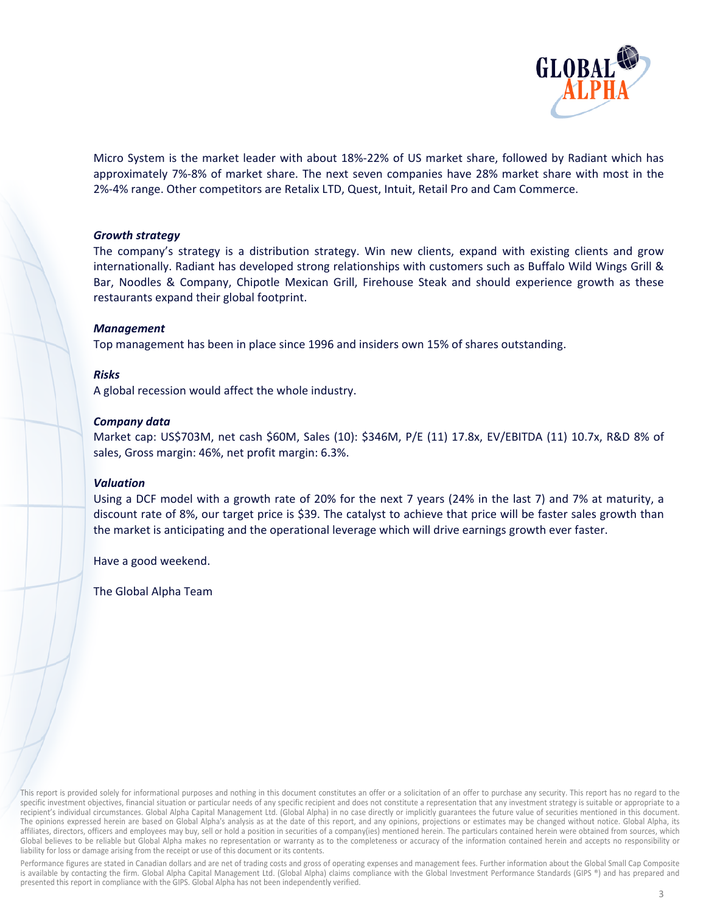Micro System is the market leader with about 18%-22% of US market share, followed by Radiant which has approximately 7%-8% of market share. The next seven companies have 28% market share with most in the 2%-4% range. Other competitors are Retalix LTD, Quest, Intuit, Retail Pro and Cam Commerce.

***Growth strategy***

The company's strategy is a distribution strategy. Win new clients, expand with existing clients and grow internationally. Radiant has developed strong relationships with customers such as Buffalo Wild Wings Grill & Bar, Noodles & Company, Chipotle Mexican Grill, Firehouse Steak and should experience growth as these restaurants expand their global footprint.

***Management***

Top management has been in place since 1996 and insiders own 15% of shares outstanding.

***Risks***

A global recession would affect the whole industry.

***Company data***

Market cap: US$703M, net cash $60M, Sales (10): $346M, P/E (11) 17.8x, EV/EBITDA (11) 10.7x, R&D 8% of sales, Gross margin: 46%, net profit margin: 6.3%.

***Valuation***

Using a DCF model with a growth rate of 20% for the next 7 years (24% in the last 7) and 7% at maturity, a discount rate of 8%, our target price is $39. The catalyst to achieve that price will be faster sales growth than the market is anticipating and the operational leverage which will drive earnings growth ever faster.

Have a good weekend.

The Global Alpha Team

This report is provided solely for informational purposes and nothing in this document constitutes an offer or a solicitation of an offer to purchase any security. This report has no regard to the specific investment objectives, financial situation or particular needs of any specific recipient and does not constitute a representation that any investment strategy is suitable or appropriate to a recipient's individual circumstances. Global Alpha Capital Management Ltd. (Global Alpha) in no case directly or implicitly guarantees the future value of securities mentioned in this document. The opinions expressed herein are based on Global Alpha's analysis as at the date of this report, and any opinions, projections or estimates may be changed without notice. Global Alpha, its affiliates, directors, officers and employees may buy, sell or hold a position in securities of a company(ies) mentioned herein. The particulars contained herein were obtained from sources, which Global believes to be reliable but Global Alpha makes no representation or warranty as to the completeness or accuracy of the information contained herein and accepts no responsibility or liability for loss or damage arising from the receipt or use of this document or its contents.

Performance figures are stated in Canadian dollars and are net of trading costs and gross of operating expenses and management fees. Further information about the Global Small Cap Composite is available by contacting the firm. Global Alpha Capital Management Ltd. (Global Alpha) claims compliance with the Global Investment Performance Standards (GIPS ®) and has prepared and presented this report in compliance with the GIPS. Global Alpha has not been independently verified.